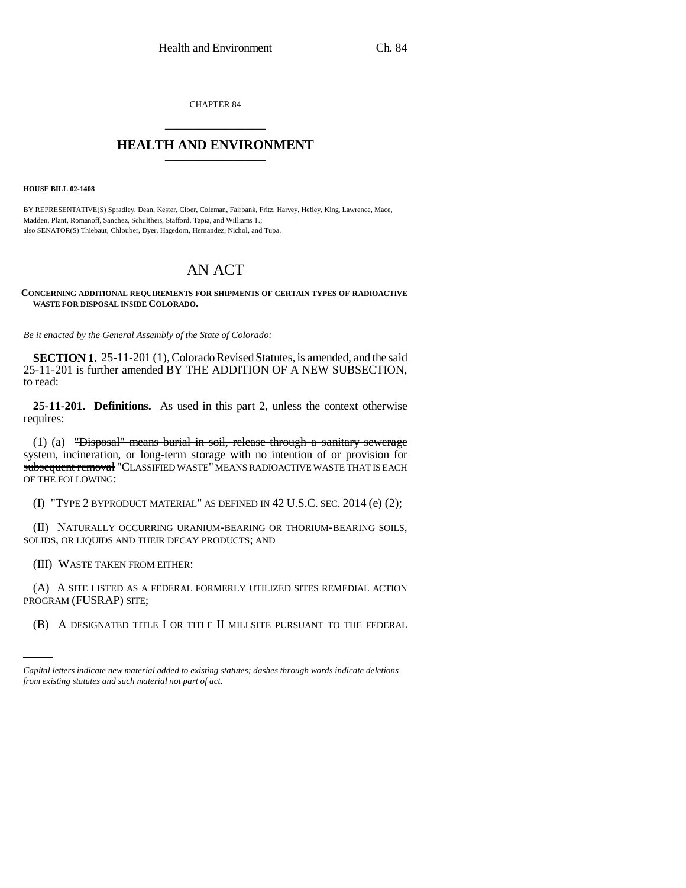CHAPTER 84

# HEALTH AND ENVIRONMENT

**HOUSE BILL 02-1408**

BY REPRESENTATIVE(S) Spradley, Dean, Kester, Cloer, Coleman, Fairbank, Fritz, Harvey, Hefley, King, Lawrence, Mace, Madden, Plant, Romanoff, Sanchez, Schultheis, Stafford, Tapia, and Williams T.;
also SENATOR(S) Thiebaut, Chlouber, Dyer, Hagedorn, Hernandez, Nichol, and Tupa.

# AN ACT

**CONCERNING ADDITIONAL REQUIREMENTS FOR SHIPMENTS OF CERTAIN TYPES OF RADIOACTIVE WASTE FOR DISPOSAL INSIDE COLORADO.**

*Be it enacted by the General Assembly of the State of Colorado:*

**SECTION 1.** 25-11-201 (1), Colorado Revised Statutes, is amended, and the said 25-11-201 is further amended BY THE ADDITION OF A NEW SUBSECTION, to read:

**25-11-201. Definitions.** As used in this part 2, unless the context otherwise requires:

(1) (a) ~~"Disposal" means burial in soil, release through a sanitary sewerage system, incineration, or long-term storage with no intention of or provision for subsequent removal~~ "CLASSIFIED WASTE" MEANS RADIOACTIVE WASTE THAT IS EACH OF THE FOLLOWING:

(I) "TYPE 2 BYPRODUCT MATERIAL" AS DEFINED IN 42 U.S.C. SEC. 2014 (e) (2);

(II) NATURALLY OCCURRING URANIUM-BEARING OR THORIUM-BEARING SOILS, SOLIDS, OR LIQUIDS AND THEIR DECAY PRODUCTS; AND

(III) WASTE TAKEN FROM EITHER:

(A) A SITE LISTED AS A FEDERAL FORMERLY UTILIZED SITES REMEDIAL ACTION PROGRAM (FUSRAP) SITE;

(B) A DESIGNATED TITLE I OR TITLE II MILLSITE PURSUANT TO THE FEDERAL

*Capital letters indicate new material added to existing statutes; dashes through words indicate deletions from existing statutes and such material not part of act.*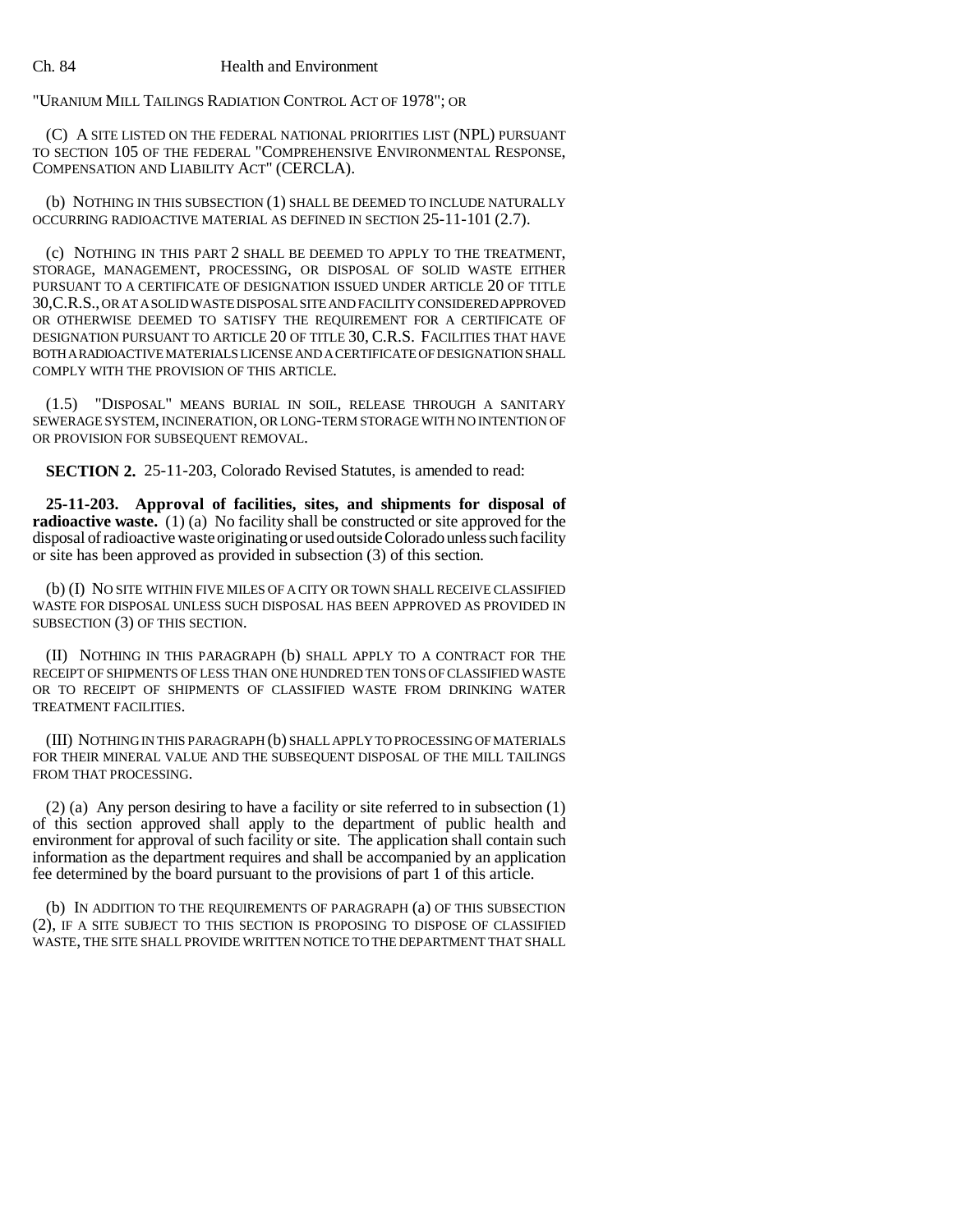"URANIUM MILL TAILINGS RADIATION CONTROL ACT OF 1978"; OR

(C) A SITE LISTED ON THE FEDERAL NATIONAL PRIORITIES LIST (NPL) PURSUANT TO SECTION 105 OF THE FEDERAL "COMPREHENSIVE ENVIRONMENTAL RESPONSE, COMPENSATION AND LIABILITY ACT" (CERCLA).

(b) NOTHING IN THIS SUBSECTION (1) SHALL BE DEEMED TO INCLUDE NATURALLY OCCURRING RADIOACTIVE MATERIAL AS DEFINED IN SECTION 25-11-101 (2.7).

(c) NOTHING IN THIS PART 2 SHALL BE DEEMED TO APPLY TO THE TREATMENT, STORAGE, MANAGEMENT, PROCESSING, OR DISPOSAL OF SOLID WASTE EITHER PURSUANT TO A CERTIFICATE OF DESIGNATION ISSUED UNDER ARTICLE 20 OF TITLE 30, C.R.S., OR AT A SOLID WASTE DISPOSAL SITE AND FACILITY CONSIDERED APPROVED OR OTHERWISE DEEMED TO SATISFY THE REQUIREMENT FOR A CERTIFICATE OF DESIGNATION PURSUANT TO ARTICLE 20 OF TITLE 30, C.R.S. FACILITIES THAT HAVE BOTH A RADIOACTIVE MATERIALS LICENSE AND A CERTIFICATE OF DESIGNATION SHALL COMPLY WITH THE PROVISION OF THIS ARTICLE.

(1.5) "DISPOSAL" MEANS BURIAL IN SOIL, RELEASE THROUGH A SANITARY SEWERAGE SYSTEM, INCINERATION, OR LONG-TERM STORAGE WITH NO INTENTION OF OR PROVISION FOR SUBSEQUENT REMOVAL.

**SECTION 2.** 25-11-203, Colorado Revised Statutes, is amended to read:

**25-11-203. Approval of facilities, sites, and shipments for disposal of radioactive waste.** (1) (a) No facility shall be constructed or site approved for the disposal of radioactive waste originating or used outside Colorado unless such facility or site has been approved as provided in subsection (3) of this section.

(b) (I) NO SITE WITHIN FIVE MILES OF A CITY OR TOWN SHALL RECEIVE CLASSIFIED WASTE FOR DISPOSAL UNLESS SUCH DISPOSAL HAS BEEN APPROVED AS PROVIDED IN SUBSECTION (3) OF THIS SECTION.

(II) NOTHING IN THIS PARAGRAPH (b) SHALL APPLY TO A CONTRACT FOR THE RECEIPT OF SHIPMENTS OF LESS THAN ONE HUNDRED TEN TONS OF CLASSIFIED WASTE OR TO RECEIPT OF SHIPMENTS OF CLASSIFIED WASTE FROM DRINKING WATER TREATMENT FACILITIES.

(III) NOTHING IN THIS PARAGRAPH (b) SHALL APPLY TO PROCESSING OF MATERIALS FOR THEIR MINERAL VALUE AND THE SUBSEQUENT DISPOSAL OF THE MILL TAILINGS FROM THAT PROCESSING.

(2) (a) Any person desiring to have a facility or site referred to in subsection (1) of this section approved shall apply to the department of public health and environment for approval of such facility or site. The application shall contain such information as the department requires and shall be accompanied by an application fee determined by the board pursuant to the provisions of part 1 of this article.

(b) IN ADDITION TO THE REQUIREMENTS OF PARAGRAPH (a) OF THIS SUBSECTION (2), IF A SITE SUBJECT TO THIS SECTION IS PROPOSING TO DISPOSE OF CLASSIFIED WASTE, THE SITE SHALL PROVIDE WRITTEN NOTICE TO THE DEPARTMENT THAT SHALL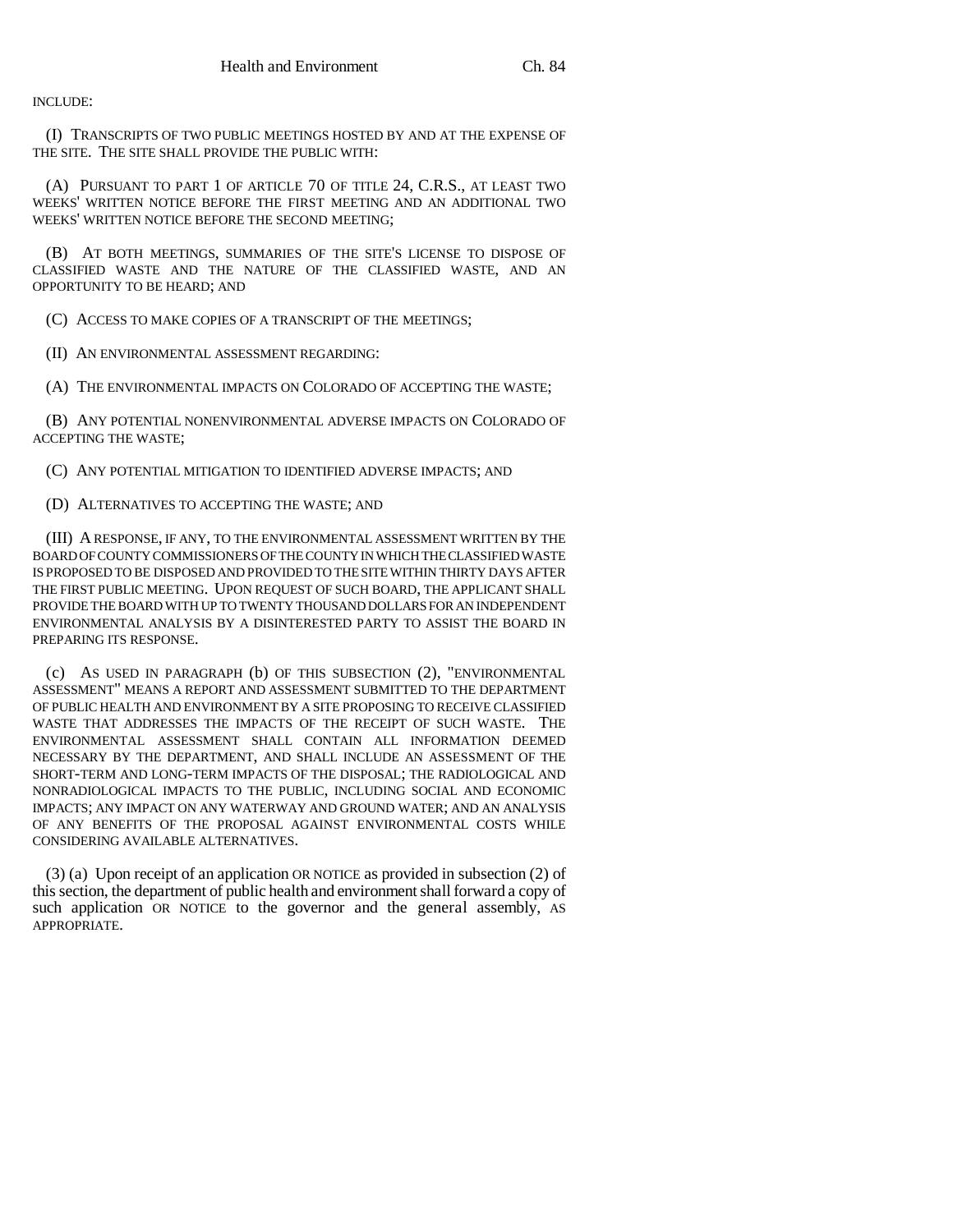INCLUDE:

(I) TRANSCRIPTS OF TWO PUBLIC MEETINGS HOSTED BY AND AT THE EXPENSE OF THE SITE. THE SITE SHALL PROVIDE THE PUBLIC WITH:

(A) PURSUANT TO PART 1 OF ARTICLE 70 OF TITLE 24, C.R.S., AT LEAST TWO WEEKS' WRITTEN NOTICE BEFORE THE FIRST MEETING AND AN ADDITIONAL TWO WEEKS' WRITTEN NOTICE BEFORE THE SECOND MEETING;

(B) AT BOTH MEETINGS, SUMMARIES OF THE SITE'S LICENSE TO DISPOSE OF CLASSIFIED WASTE AND THE NATURE OF THE CLASSIFIED WASTE, AND AN OPPORTUNITY TO BE HEARD; AND

(C) ACCESS TO MAKE COPIES OF A TRANSCRIPT OF THE MEETINGS;

(II) AN ENVIRONMENTAL ASSESSMENT REGARDING:

(A) THE ENVIRONMENTAL IMPACTS ON COLORADO OF ACCEPTING THE WASTE;

(B) ANY POTENTIAL NONENVIRONMENTAL ADVERSE IMPACTS ON COLORADO OF ACCEPTING THE WASTE;

(C) ANY POTENTIAL MITIGATION TO IDENTIFIED ADVERSE IMPACTS; AND

(D) ALTERNATIVES TO ACCEPTING THE WASTE; AND

(III) A RESPONSE, IF ANY, TO THE ENVIRONMENTAL ASSESSMENT WRITTEN BY THE BOARD OF COUNTY COMMISSIONERS OF THE COUNTY IN WHICH THE CLASSIFIED WASTE IS PROPOSED TO BE DISPOSED AND PROVIDED TO THE SITE WITHIN THIRTY DAYS AFTER THE FIRST PUBLIC MEETING. UPON REQUEST OF SUCH BOARD, THE APPLICANT SHALL PROVIDE THE BOARD WITH UP TO TWENTY THOUSAND DOLLARS FOR AN INDEPENDENT ENVIRONMENTAL ANALYSIS BY A DISINTERESTED PARTY TO ASSIST THE BOARD IN PREPARING ITS RESPONSE.

(c) AS USED IN PARAGRAPH (b) OF THIS SUBSECTION (2), "ENVIRONMENTAL ASSESSMENT" MEANS A REPORT AND ASSESSMENT SUBMITTED TO THE DEPARTMENT OF PUBLIC HEALTH AND ENVIRONMENT BY A SITE PROPOSING TO RECEIVE CLASSIFIED WASTE THAT ADDRESSES THE IMPACTS OF THE RECEIPT OF SUCH WASTE. THE ENVIRONMENTAL ASSESSMENT SHALL CONTAIN ALL INFORMATION DEEMED NECESSARY BY THE DEPARTMENT, AND SHALL INCLUDE AN ASSESSMENT OF THE SHORT-TERM AND LONG-TERM IMPACTS OF THE DISPOSAL; THE RADIOLOGICAL AND NONRADIOLOGICAL IMPACTS TO THE PUBLIC, INCLUDING SOCIAL AND ECONOMIC IMPACTS; ANY IMPACT ON ANY WATERWAY AND GROUND WATER; AND AN ANALYSIS OF ANY BENEFITS OF THE PROPOSAL AGAINST ENVIRONMENTAL COSTS WHILE CONSIDERING AVAILABLE ALTERNATIVES.

(3) (a) Upon receipt of an application OR NOTICE as provided in subsection (2) of this section, the department of public health and environment shall forward a copy of such application OR NOTICE to the governor and the general assembly, AS APPROPRIATE.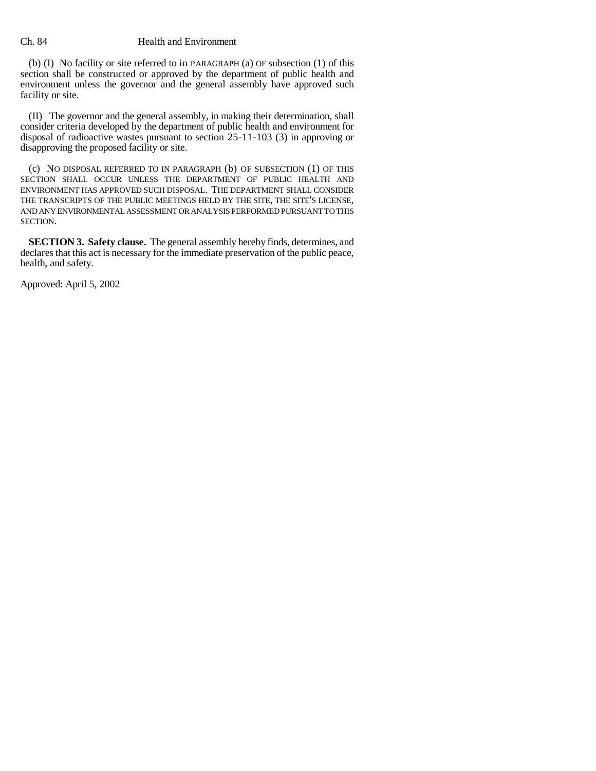(b) (I) No facility or site referred to in PARAGRAPH (a) OF subsection (1) of this section shall be constructed or approved by the department of public health and environment unless the governor and the general assembly have approved such facility or site.

(II) The governor and the general assembly, in making their determination, shall consider criteria developed by the department of public health and environment for disposal of radioactive wastes pursuant to section 25-11-103 (3) in approving or disapproving the proposed facility or site.

(c) NO DISPOSAL REFERRED TO IN PARAGRAPH (b) OF SUBSECTION (1) OF THIS SECTION SHALL OCCUR UNLESS THE DEPARTMENT OF PUBLIC HEALTH AND ENVIRONMENT HAS APPROVED SUCH DISPOSAL. THE DEPARTMENT SHALL CONSIDER THE TRANSCRIPTS OF THE PUBLIC MEETINGS HELD BY THE SITE, THE SITE'S LICENSE, AND ANY ENVIRONMENTAL ASSESSMENT OR ANALYSIS PERFORMED PURSUANT TO THIS SECTION.

**SECTION 3. Safety clause.** The general assembly hereby finds, determines, and declares that this act is necessary for the immediate preservation of the public peace, health, and safety.

Approved: April 5, 2002